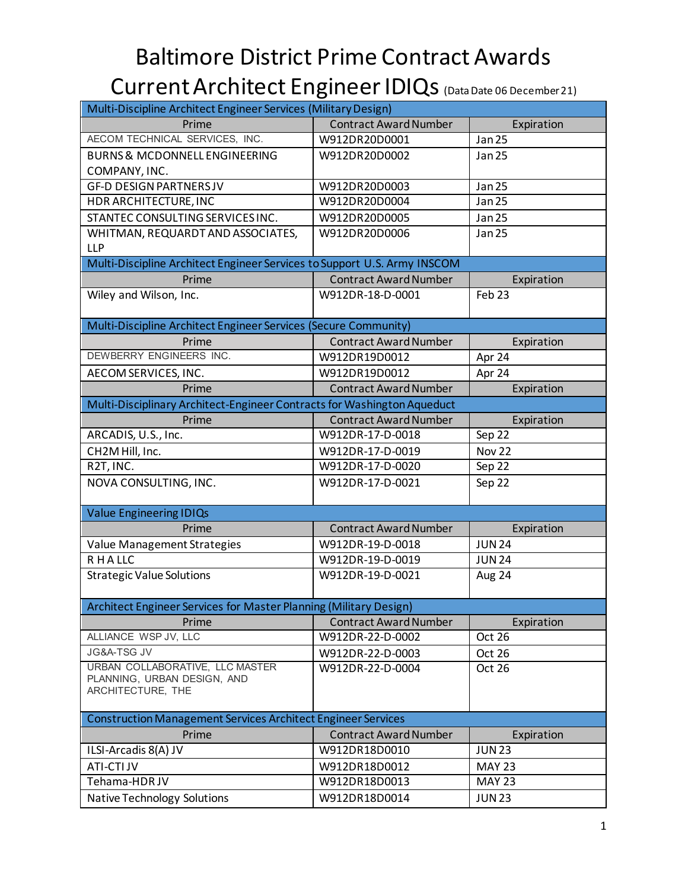# Baltimore District Prime Contract Awards
# Current Architect Engineer IDIQs (Data Date 06 December 21)

| Multi-Discipline Architect Engineer Services (Military Design) | | |
|---|---|---|
| Prime | Contract Award Number | Expiration |
| AECOM TECHNICAL SERVICES, INC. | W912DR20D0001 | Jan 25 |
| BURNS & MCDONNELL ENGINEERING COMPANY, INC. | W912DR20D0002 | Jan 25 |
| GF-D DESIGN PARTNERS JV | W912DR20D0003 | Jan 25 |
| HDR ARCHITECTURE, INC | W912DR20D0004 | Jan 25 |
| STANTEC CONSULTING SERVICES INC. | W912DR20D0005 | Jan 25 |
| WHITMAN, REQUARDT AND ASSOCIATES, LLP | W912DR20D0006 | Jan 25 |
| **Multi-Discipline Architect Engineer Services to Support U.S. Army INSCOM** | | |
| Prime | Contract Award Number | Expiration |
| Wiley and Wilson, Inc. | W912DR-18-D-0001 | Feb 23 |
| **Multi-Discipline Architect Engineer Services (Secure Community)** | | |
| Prime | Contract Award Number | Expiration |
| DEWBERRY ENGINEERS INC. | W912DR19D0012 | Apr 24 |
| AECOM SERVICES, INC. | W912DR19D0012 | Apr 24 |
| Prime | Contract Award Number | Expiration |
| **Multi-Disciplinary Architect-Engineer Contracts for Washington Aqueduct** | | |
| Prime | Contract Award Number | Expiration |
| ARCADIS, U.S., Inc. | W912DR-17-D-0018 | Sep 22 |
| CH2M Hill, Inc. | W912DR-17-D-0019 | Nov 22 |
| R2T, INC. | W912DR-17-D-0020 | Sep 22 |
| NOVA CONSULTING, INC. | W912DR-17-D-0021 | Sep 22 |
| **Value Engineering IDIQs** | | |
| Prime | Contract Award Number | Expiration |
| Value Management Strategies | W912DR-19-D-0018 | JUN 24 |
| R H A LLC | W912DR-19-D-0019 | JUN 24 |
| Strategic Value Solutions | W912DR-19-D-0021 | Aug 24 |
| **Architect Engineer Services for Master Planning (Military Design)** | | |
| Prime | Contract Award Number | Expiration |
| ALLIANCE WSP JV, LLC | W912DR-22-D-0002 | Oct 26 |
| JG&A-TSG JV | W912DR-22-D-0003 | Oct 26 |
| URBAN COLLABORATIVE, LLC MASTER PLANNING, URBAN DESIGN, AND ARCHITECTURE, THE | W912DR-22-D-0004 | Oct 26 |
| **Construction Management Services Architect Engineer Services** | | |
| Prime | Contract Award Number | Expiration |
| ILSI-Arcadis 8(A) JV | W912DR18D0010 | JUN 23 |
| ATI-CTI JV | W912DR18D0012 | MAY 23 |
| Tehama-HDR JV | W912DR18D0013 | MAY 23 |
| Native Technology Solutions | W912DR18D0014 | JUN 23 |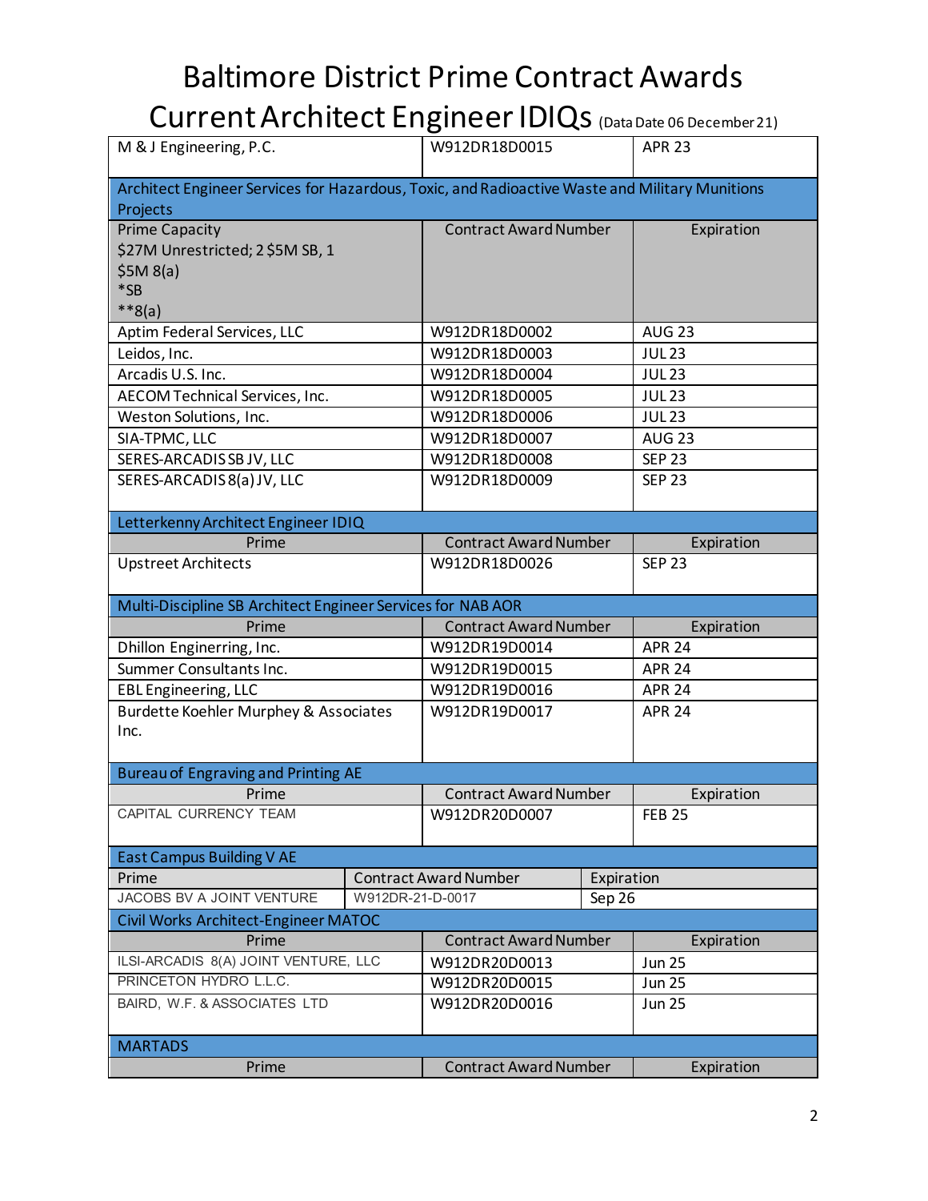# Baltimore District Prime Contract Awards

## Current Architect Engineer IDIQs (Data Date 06 December 21)

| | | |
|---|---|---|
| M & J Engineering, P.C. | W912DR18D0015 | APR 23 |

### Architect Engineer Services for Hazardous, Toxic, and Radioactive Waste and Military Munitions Projects

| Prime Capacity $27M Unrestricted; 2 $5M SB, 1 $5M 8(a) *SB **8(a) | Contract Award Number | Expiration |
|---|---|---|
| Aptim Federal Services, LLC | W912DR18D0002 | AUG 23 |
| Leidos, Inc. | W912DR18D0003 | JUL 23 |
| Arcadis U.S. Inc. | W912DR18D0004 | JUL 23 |
| AECOM Technical Services, Inc. | W912DR18D0005 | JUL 23 |
| Weston Solutions, Inc. | W912DR18D0006 | JUL 23 |
| SIA-TPMC, LLC | W912DR18D0007 | AUG 23 |
| SERES-ARCADIS SB JV, LLC | W912DR18D0008 | SEP 23 |
| SERES-ARCADIS 8(a) JV, LLC | W912DR18D0009 | SEP 23 |

### Letterkenny Architect Engineer IDIQ

| Prime | Contract Award Number | Expiration |
|---|---|---|
| Upstreet Architects | W912DR18D0026 | SEP 23 |

### Multi-Discipline SB Architect Engineer Services for NAB AOR

| Prime | Contract Award Number | Expiration |
|---|---|---|
| Dhillon Enginerring, Inc. | W912DR19D0014 | APR 24 |
| Summer Consultants Inc. | W912DR19D0015 | APR 24 |
| EBL Engineering, LLC | W912DR19D0016 | APR 24 |
| Burdette Koehler Murphey & Associates Inc. | W912DR19D0017 | APR 24 |

### Bureau of Engraving and Printing AE

| Prime | Contract Award Number | Expiration |
|---|---|---|
| CAPITAL CURRENCY TEAM | W912DR20D0007 | FEB 25 |

### East Campus Building V AE

| Prime | Contract Award Number | Expiration |
|---|---|---|
| JACOBS BV A JOINT VENTURE | W912DR-21-D-0017 | Sep 26 |

### Civil Works Architect-Engineer MATOC

| Prime | Contract Award Number | Expiration |
|---|---|---|
| ILSI-ARCADIS 8(A) JOINT VENTURE, LLC | W912DR20D0013 | Jun 25 |
| PRINCETON HYDRO L.L.C. | W912DR20D0015 | Jun 25 |
| BAIRD, W.F. & ASSOCIATES LTD | W912DR20D0016 | Jun 25 |

### MARTADS

| Prime | Contract Award Number | Expiration |
|---|---|---|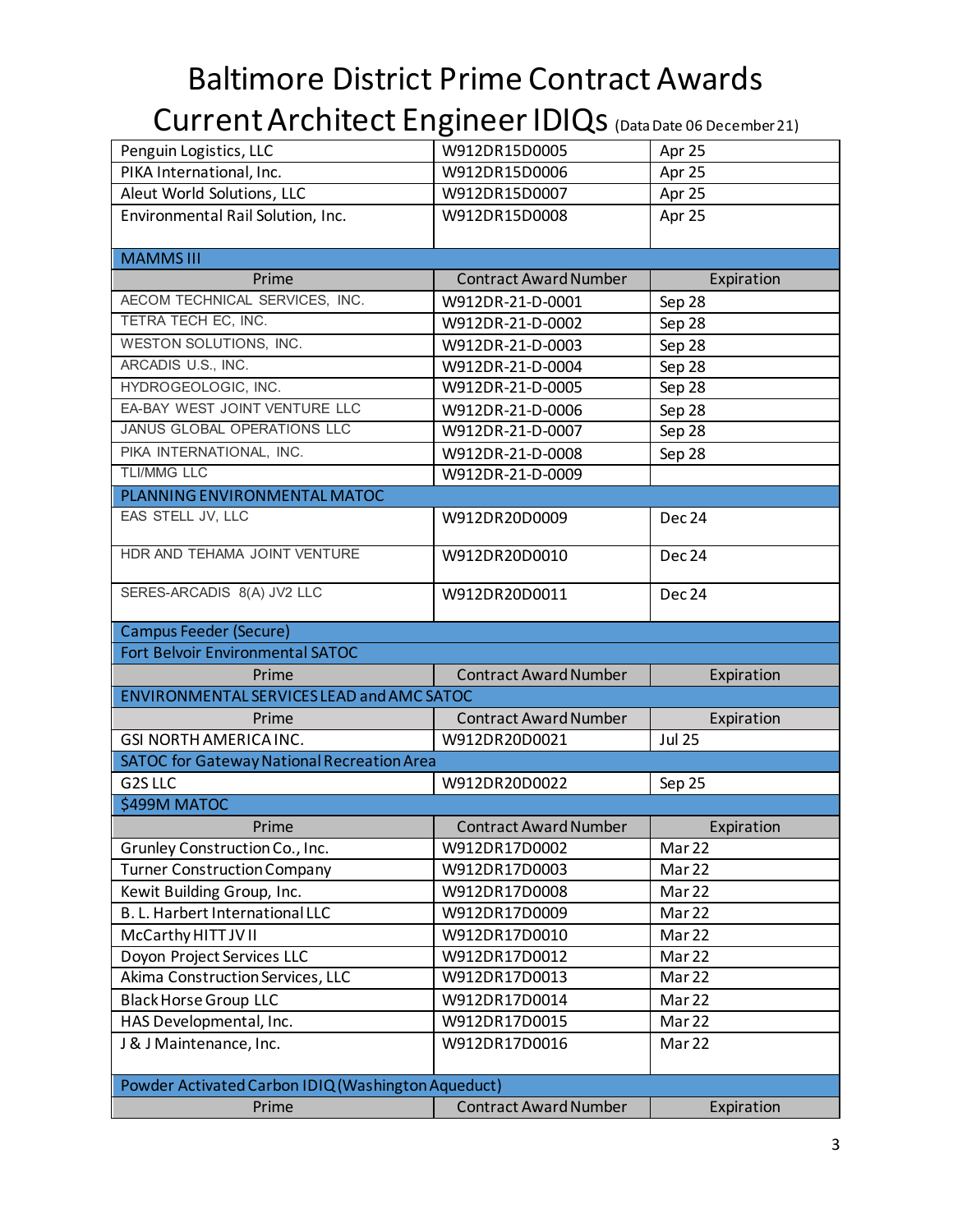# Baltimore District Prime Contract Awards

## Current Architect Engineer IDIQs (Data Date 06 December 21)

| | | |
|---|---|---|
| Penguin Logistics, LLC | W912DR15D0005 | Apr 25 |
| PIKA International, Inc. | W912DR15D0006 | Apr 25 |
| Aleut World Solutions, LLC | W912DR15D0007 | Apr 25 |
| Environmental Rail Solution, Inc. | W912DR15D0008 | Apr 25 |
| **MAMMS III** | | |
| Prime | Contract Award Number | Expiration |
| AECOM TECHNICAL SERVICES, INC. | W912DR-21-D-0001 | Sep 28 |
| TETRA TECH EC, INC. | W912DR-21-D-0002 | Sep 28 |
| WESTON SOLUTIONS, INC. | W912DR-21-D-0003 | Sep 28 |
| ARCADIS U.S., INC. | W912DR-21-D-0004 | Sep 28 |
| HYDROGEOLOGIC, INC. | W912DR-21-D-0005 | Sep 28 |
| EA-BAY WEST JOINT VENTURE LLC | W912DR-21-D-0006 | Sep 28 |
| JANUS GLOBAL OPERATIONS LLC | W912DR-21-D-0007 | Sep 28 |
| PIKA INTERNATIONAL, INC. | W912DR-21-D-0008 | Sep 28 |
| TLI/MMG LLC | W912DR-21-D-0009 | |
| **PLANNING ENVIRONMENTAL MATOC** | | |
| EAS STELL JV, LLC | W912DR20D0009 | Dec 24 |
| HDR AND TEHAMA JOINT VENTURE | W912DR20D0010 | Dec 24 |
| SERES-ARCADIS 8(A) JV2 LLC | W912DR20D0011 | Dec 24 |
| **Campus Feeder (Secure)** | | |
| **Fort Belvoir Environmental SATOC** | | |
| Prime | Contract Award Number | Expiration |
| **ENVIRONMENTAL SERVICES LEAD and AMC SATOC** | | |
| Prime | Contract Award Number | Expiration |
| GSI NORTH AMERICA INC. | W912DR20D0021 | Jul 25 |
| **SATOC for Gateway National Recreation Area** | | |
| G2S LLC | W912DR20D0022 | Sep 25 |
| **$499M MATOC** | | |
| Prime | Contract Award Number | Expiration |
| Grunley Construction Co., Inc. | W912DR17D0002 | Mar 22 |
| Turner Construction Company | W912DR17D0003 | Mar 22 |
| Kewit Building Group, Inc. | W912DR17D0008 | Mar 22 |
| B. L. Harbert International LLC | W912DR17D0009 | Mar 22 |
| McCarthy HITT JV II | W912DR17D0010 | Mar 22 |
| Doyon Project Services LLC | W912DR17D0012 | Mar 22 |
| Akima Construction Services, LLC | W912DR17D0013 | Mar 22 |
| Black Horse Group LLC | W912DR17D0014 | Mar 22 |
| HAS Developmental, Inc. | W912DR17D0015 | Mar 22 |
| J & J Maintenance, Inc. | W912DR17D0016 | Mar 22 |
| **Powder Activated Carbon IDIQ (Washington Aqueduct)** | | |
| Prime | Contract Award Number | Expiration |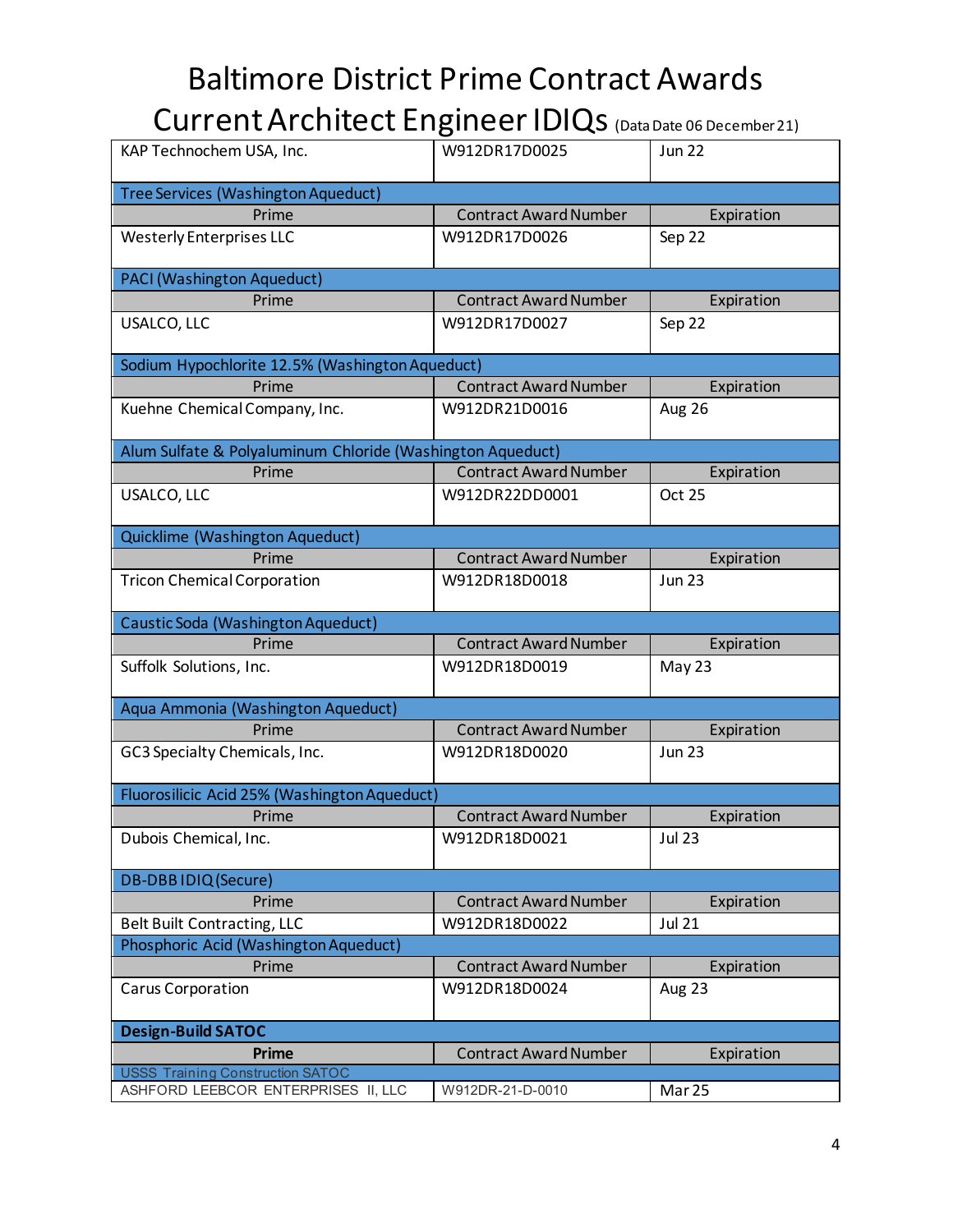# Baltimore District Prime Contract Awards

## Current Architect Engineer IDIQs (Data Date 06 December 21)

| | | |
|---|---|---|
| KAP Technochem USA, Inc. | W912DR17D0025 | Jun 22 |

**Tree Services (Washington Aqueduct)**

| Prime | Contract Award Number | Expiration |
|---|---|---|
| Westerly Enterprises LLC | W912DR17D0026 | Sep 22 |

**PACI (Washington Aqueduct)**

| Prime | Contract Award Number | Expiration |
|---|---|---|
| USALCO, LLC | W912DR17D0027 | Sep 22 |

**Sodium Hypochlorite 12.5% (Washington Aqueduct)**

| Prime | Contract Award Number | Expiration |
|---|---|---|
| Kuehne Chemical Company, Inc. | W912DR21D0016 | Aug 26 |

**Alum Sulfate & Polyaluminum Chloride (Washington Aqueduct)**

| Prime | Contract Award Number | Expiration |
|---|---|---|
| USALCO, LLC | W912DR22DD0001 | Oct 25 |

**Quicklime (Washington Aqueduct)**

| Prime | Contract Award Number | Expiration |
|---|---|---|
| Tricon Chemical Corporation | W912DR18D0018 | Jun 23 |

**Caustic Soda (Washington Aqueduct)**

| Prime | Contract Award Number | Expiration |
|---|---|---|
| Suffolk Solutions, Inc. | W912DR18D0019 | May 23 |

**Aqua Ammonia (Washington Aqueduct)**

| Prime | Contract Award Number | Expiration |
|---|---|---|
| GC3 Specialty Chemicals, Inc. | W912DR18D0020 | Jun 23 |

**Fluorosilicic Acid 25% (Washington Aqueduct)**

| Prime | Contract Award Number | Expiration |
|---|---|---|
| Dubois Chemical, Inc. | W912DR18D0021 | Jul 23 |

**DB-DBB IDIQ (Secure)**

| Prime | Contract Award Number | Expiration |
|---|---|---|
| Belt Built Contracting, LLC | W912DR18D0022 | Jul 21 |

**Phosphoric Acid (Washington Aqueduct)**

| Prime | Contract Award Number | Expiration |
|---|---|---|
| Carus Corporation | W912DR18D0024 | Aug 23 |

**Design-Build SATOC**

| **Prime** | Contract Award Number | Expiration |
|---|---|---|
| USSS Training Construction SATOC | | |
| ASHFORD LEEBCOR ENTERPRISES II, LLC | W912DR-21-D-0010 | Mar 25 |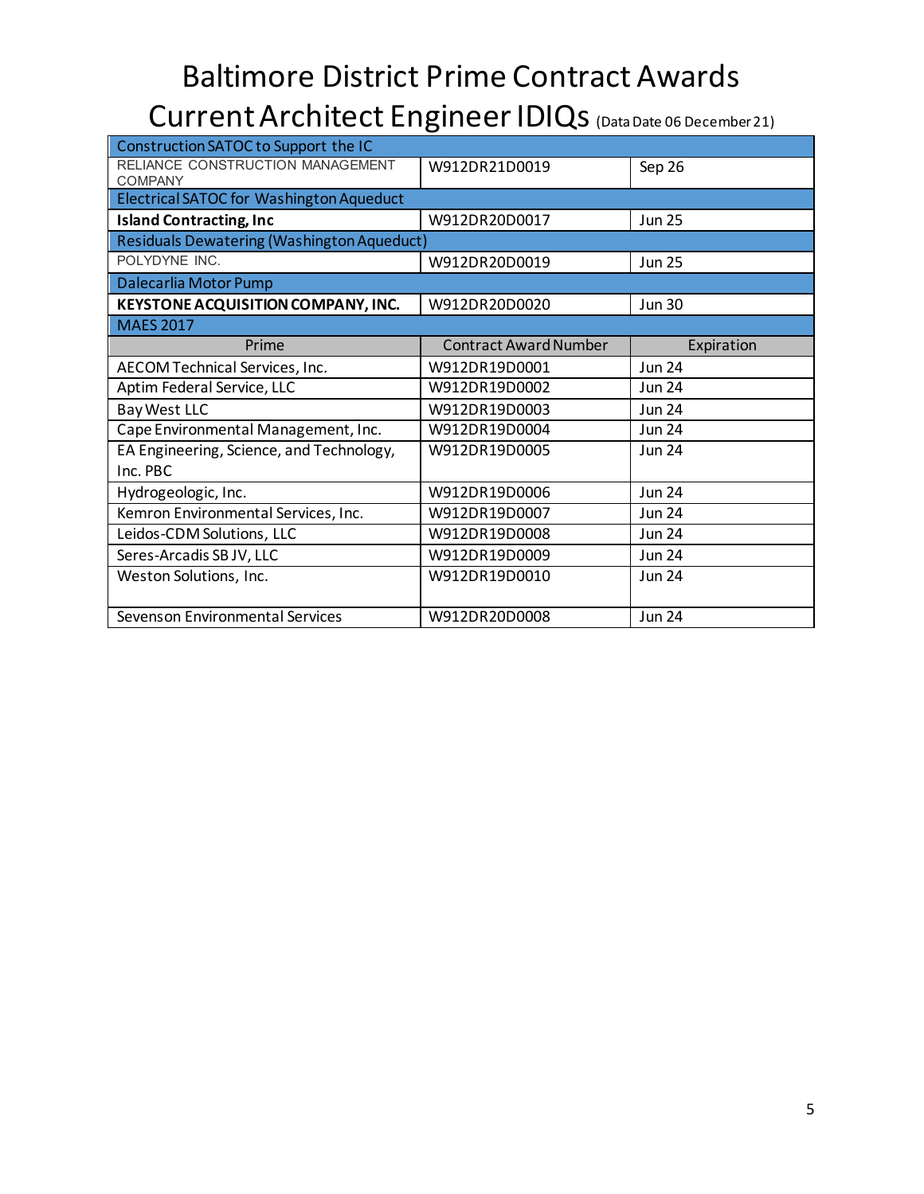# Baltimore District Prime Contract Awards

## Current Architect Engineer IDIQs (Data Date 06 December 21)

| | | |
|---|---|---|
| **Construction SATOC to Support the IC** | | |
| RELIANCE CONSTRUCTION MANAGEMENT COMPANY | W912DR21D0019 | Sep 26 |
| **Electrical SATOC for Washington Aqueduct** | | |
| **Island Contracting, Inc** | W912DR20D0017 | Jun 25 |
| **Residuals Dewatering (Washington Aqueduct)** | | |
| POLYDYNE INC. | W912DR20D0019 | Jun 25 |
| **Dalecarlia Motor Pump** | | |
| **KEYSTONE ACQUISITION COMPANY, INC.** | W912DR20D0020 | Jun 30 |
| **MAES 2017** | | |
| Prime | Contract Award Number | Expiration |
| AECOM Technical Services, Inc. | W912DR19D0001 | Jun 24 |
| Aptim Federal Service, LLC | W912DR19D0002 | Jun 24 |
| Bay West LLC | W912DR19D0003 | Jun 24 |
| Cape Environmental Management, Inc. | W912DR19D0004 | Jun 24 |
| EA Engineering, Science, and Technology, Inc. PBC | W912DR19D0005 | Jun 24 |
| Hydrogeologic, Inc. | W912DR19D0006 | Jun 24 |
| Kemron Environmental Services, Inc. | W912DR19D0007 | Jun 24 |
| Leidos-CDM Solutions, LLC | W912DR19D0008 | Jun 24 |
| Seres-Arcadis SB JV, LLC | W912DR19D0009 | Jun 24 |
| Weston Solutions, Inc. | W912DR19D0010 | Jun 24 |
| Sevenson Environmental Services | W912DR20D0008 | Jun 24 |